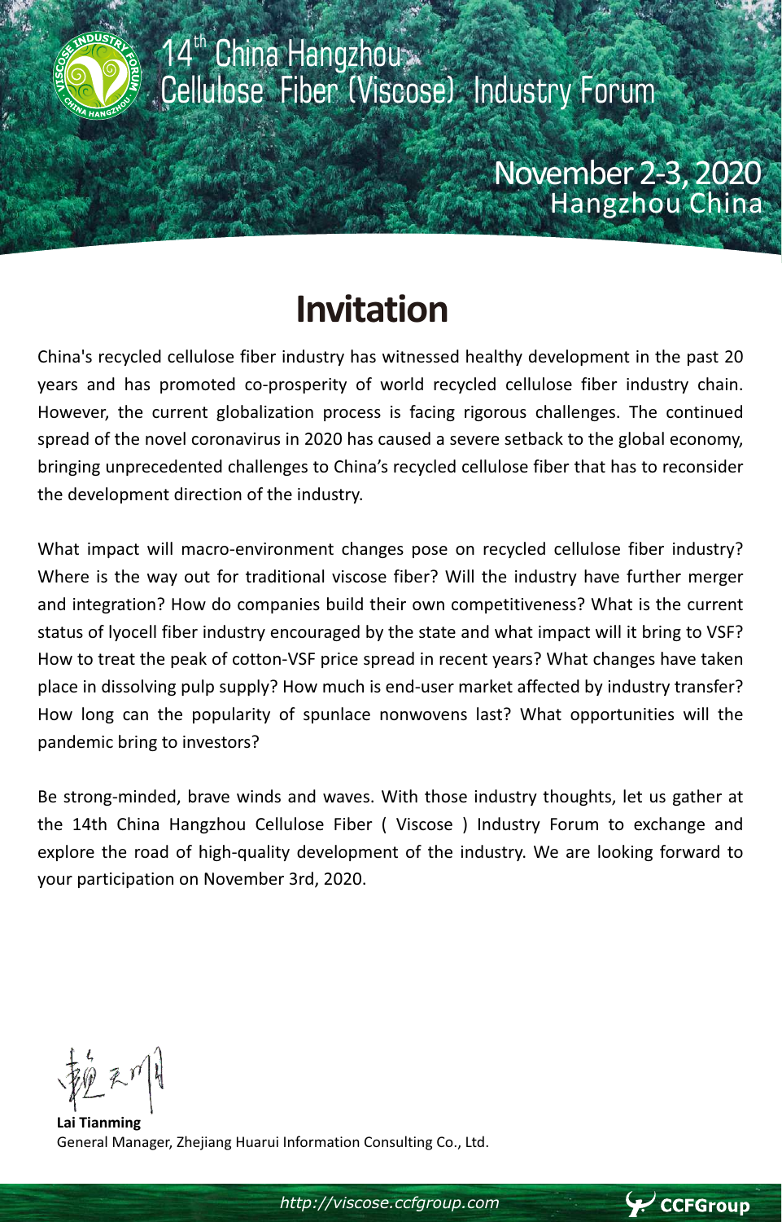14th China Hangzhou Cellulose Fiber (Viscose) Industry Forum

November 2-3, 2020
Hangzhou China

# Invitation

China's recycled cellulose fiber industry has witnessed healthy development in the past 20 years and has promoted co-prosperity of world recycled cellulose fiber industry chain. However, the current globalization process is facing rigorous challenges. The continued spread of the novel coronavirus in 2020 has caused a severe setback to the global economy, bringing unprecedented challenges to China's recycled cellulose fiber that has to reconsider the development direction of the industry.

What impact will macro-environment changes pose on recycled cellulose fiber industry? Where is the way out for traditional viscose fiber? Will the industry have further merger and integration? How do companies build their own competitiveness? What is the current status of lyocell fiber industry encouraged by the state and what impact will it bring to VSF? How to treat the peak of cotton-VSF price spread in recent years? What changes have taken place in dissolving pulp supply? How much is end-user market affected by industry transfer? How long can the popularity of spunlace nonwovens last? What opportunities will the pandemic bring to investors?

Be strong-minded, brave winds and waves. With those industry thoughts, let us gather at the 14th China Hangzhou Cellulose Fiber ( Viscose ) Industry Forum to exchange and explore the road of high-quality development of the industry. We are looking forward to your participation on November 3rd, 2020.

**Lai Tianming**
General Manager, Zhejiang Huarui Information Consulting Co., Ltd.

http://viscose.ccfgroup.com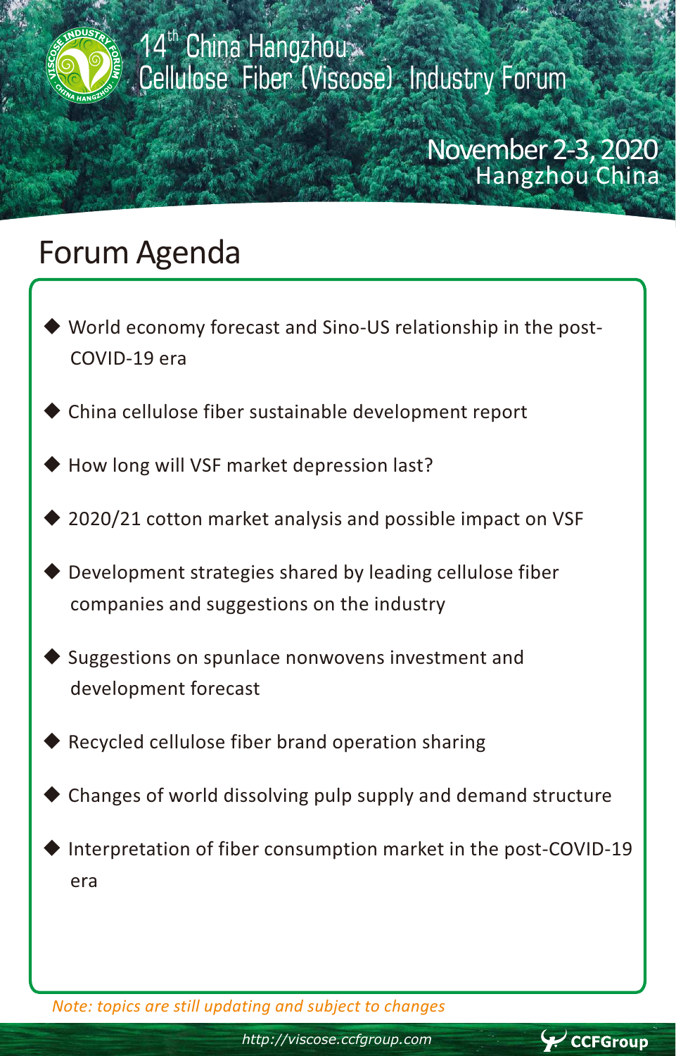14th China Hangzhou Cellulose Fiber (Viscose) Industry Forum

November 2-3, 2020
Hangzhou China

# Forum Agenda

- World economy forecast and Sino-US relationship in the post-COVID-19 era
- China cellulose fiber sustainable development report
- How long will VSF market depression last?
- 2020/21 cotton market analysis and possible impact on VSF
- Development strategies shared by leading cellulose fiber companies and suggestions on the industry
- Suggestions on spunlace nonwovens investment and development forecast
- Recycled cellulose fiber brand operation sharing
- Changes of world dissolving pulp supply and demand structure
- Interpretation of fiber consumption market in the post-COVID-19 era

*Note: topics are still updating and subject to changes*

http://viscose.ccfgroup.com

CCFGroup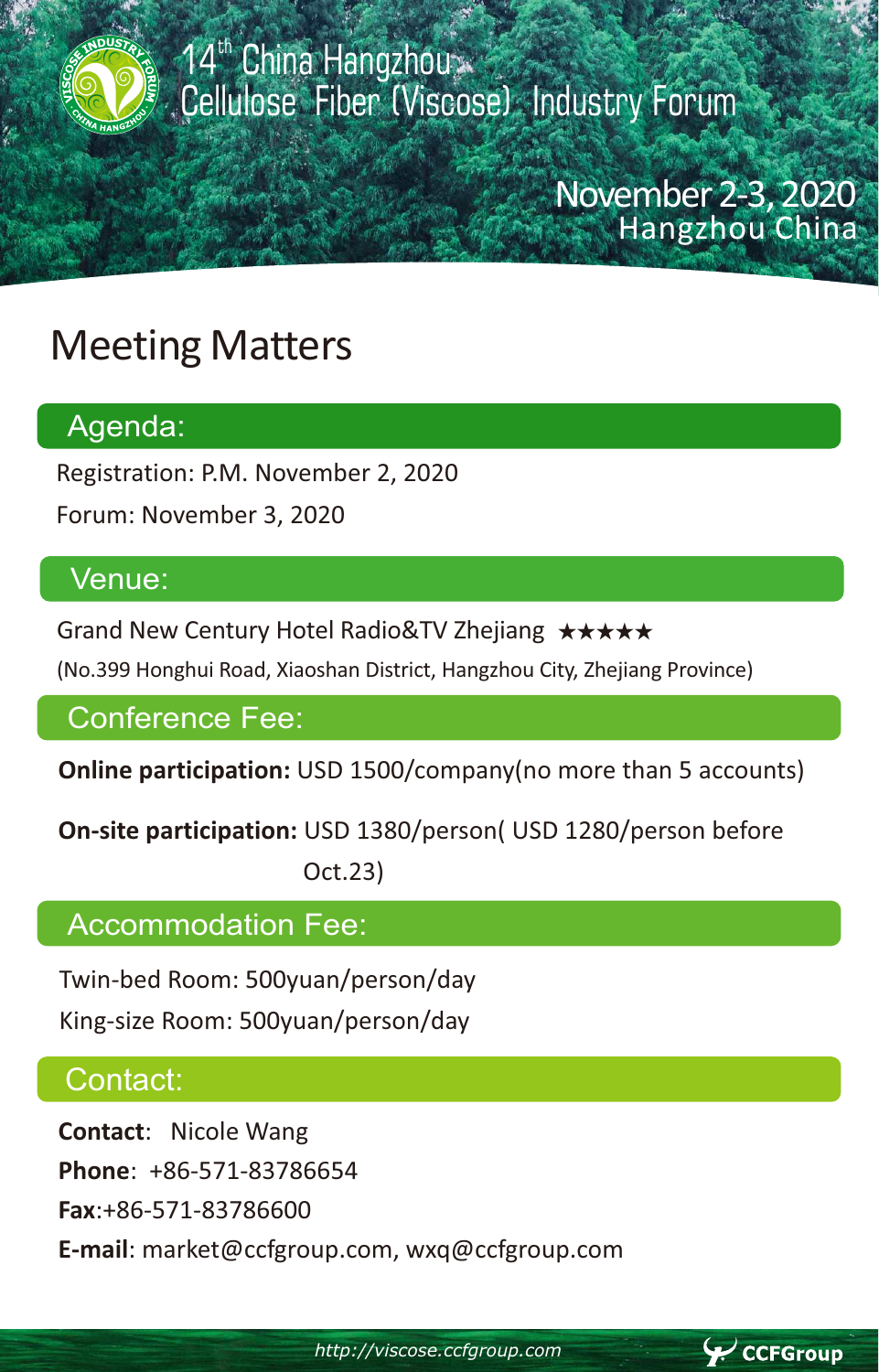14th China Hangzhou Cellulose Fiber (Viscose) Industry Forum

November 2-3, 2020
Hangzhou China

# Meeting Matters

## Agenda:

Registration: P.M. November 2, 2020

Forum: November 3, 2020

## Venue:

Grand New Century Hotel Radio&TV Zhejiang ★★★★★

(No.399 Honghui Road, Xiaoshan District, Hangzhou City, Zhejiang Province)

## Conference Fee:

**Online participation:** USD 1500/company(no more than 5 accounts)

**On-site participation:** USD 1380/person( USD 1280/person before Oct.23)

## Accommodation Fee:

Twin-bed Room: 500yuan/person/day

King-size Room: 500yuan/person/day

## Contact:

**Contact**: Nicole Wang

**Phone**: +86-571-83786654

**Fax**:+86-571-83786600

**E-mail**: market@ccfgroup.com, wxq@ccfgroup.com

*http://viscose.ccfgroup.com*

CCFGroup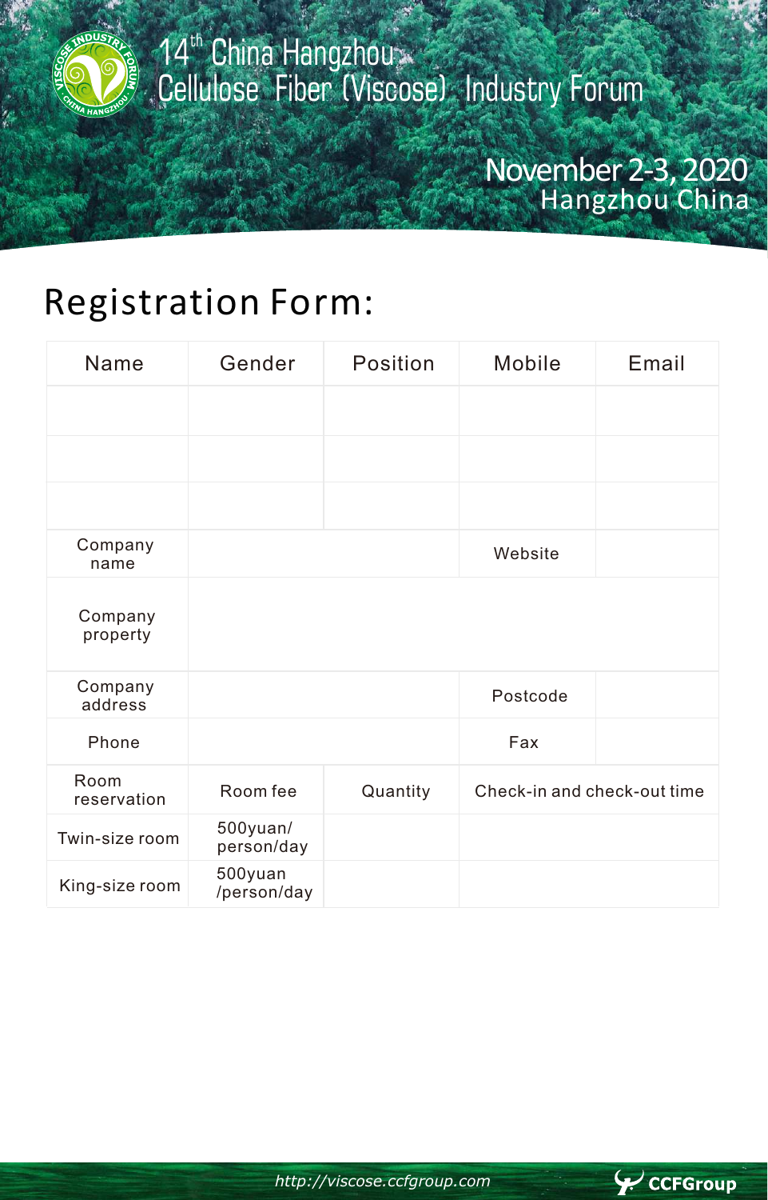14th China Hangzhou Cellulose Fiber (Viscose) Industry Forum

November 2-3, 2020
Hangzhou China

# Registration Form:

| Name | Gender | Position | Mobile | Email |
|---|---|---|---|---|
| | | | | |
| | | | | |
| | | | | |
| Company name | | | Website | |
| Company property | | | | |
| Company address | | | Postcode | |
| Phone | | | Fax | |
| Room reservation | Room fee | Quantity | Check-in and check-out time | |
| Twin-size room | 500yuan/ person/day | | | |
| King-size room | 500yuan /person/day | | | |

http://viscose.ccfgroup.com

CCFGroup